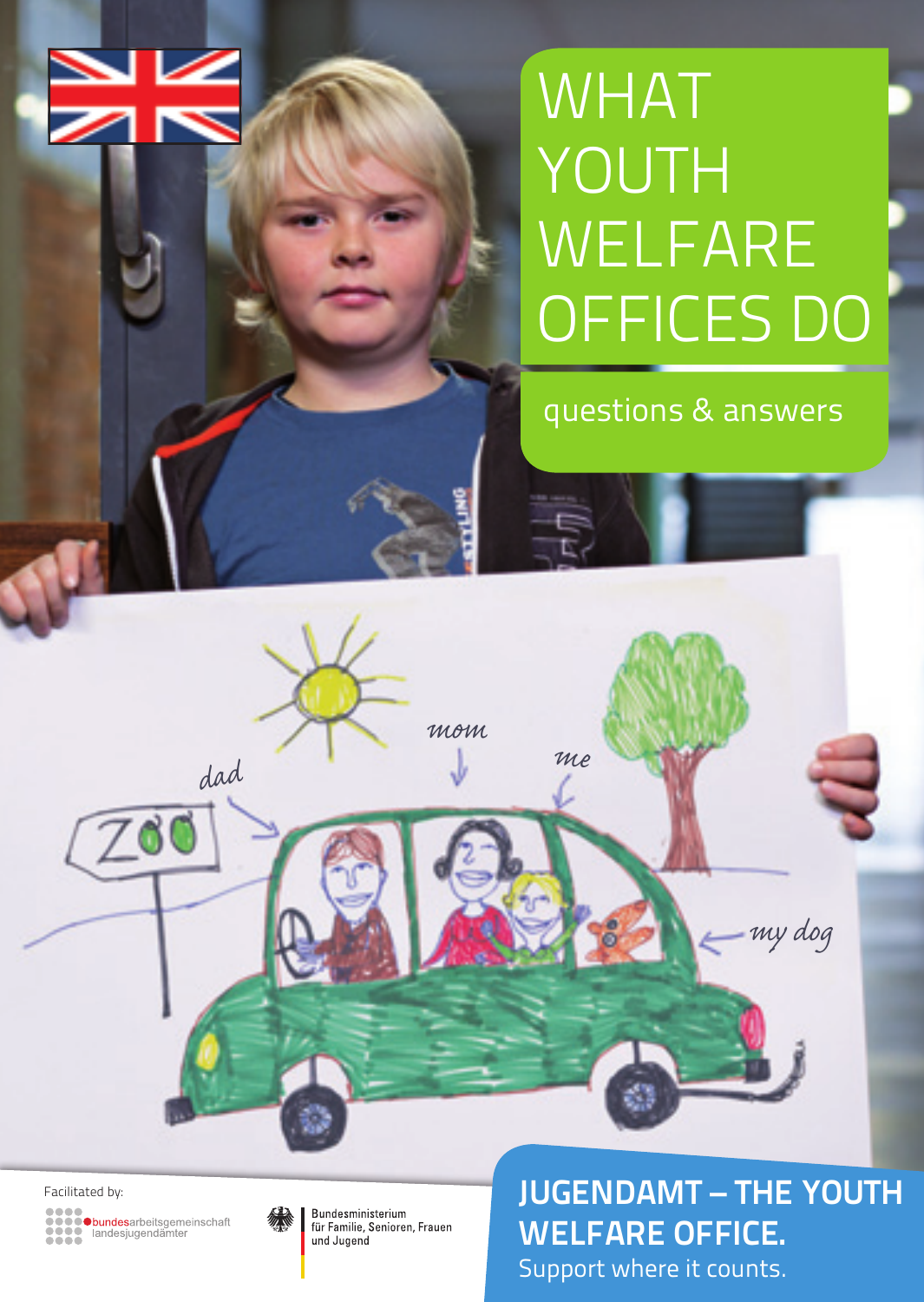# WHAT YOUTH WELFARE OFFICES DO

questions & answers

Facilitated by:

bundesarbeitsgemeinschaft landesjugendämter

Bundesministerium für Familie, Senioren, Frauen und Jugend

## JUGENDAMT – THE YOUTH WELFARE OFFICE.

Support where it counts.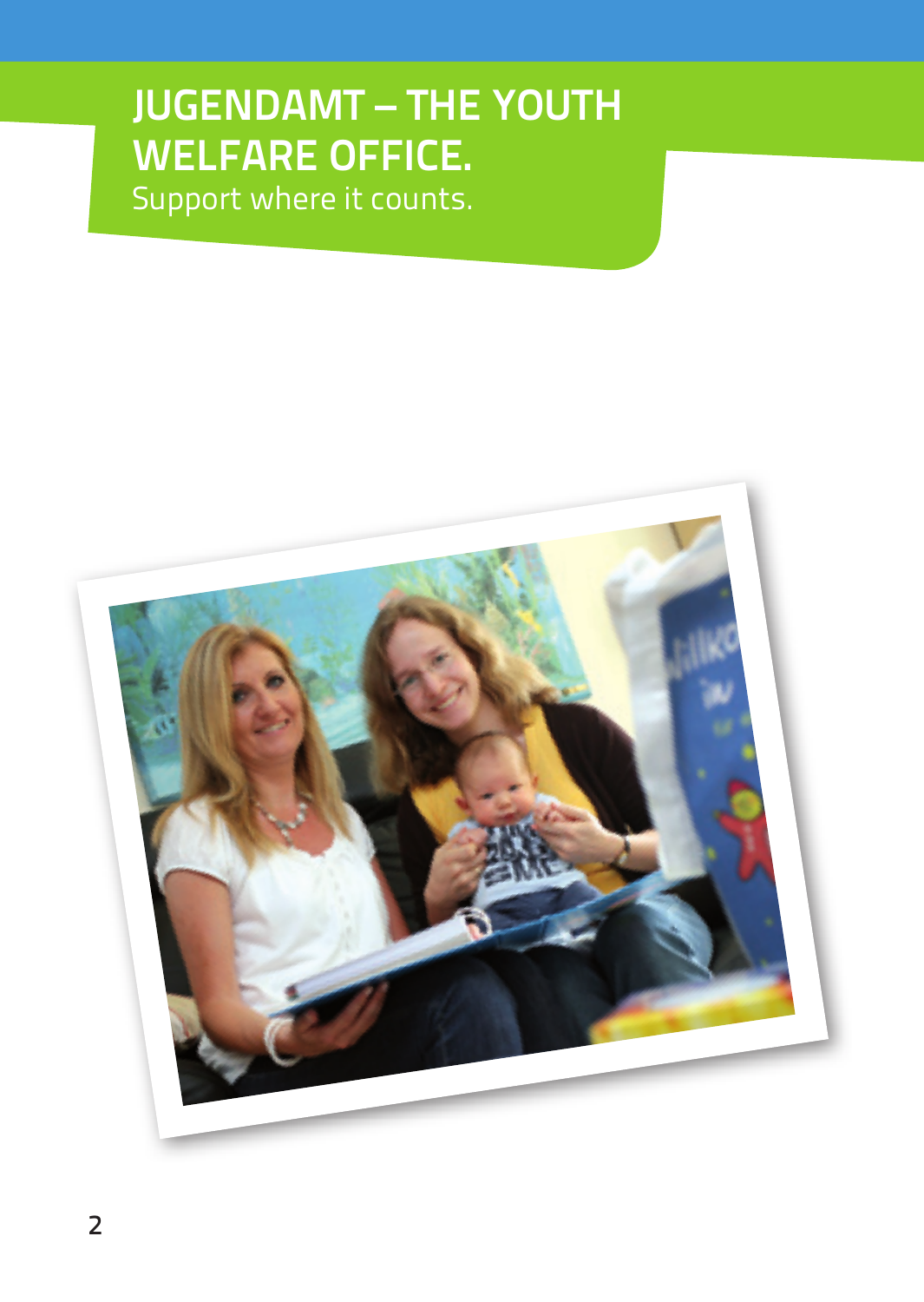# JUGENDAMT – THE YOUTH WELFARE OFFICE.

Support where it counts.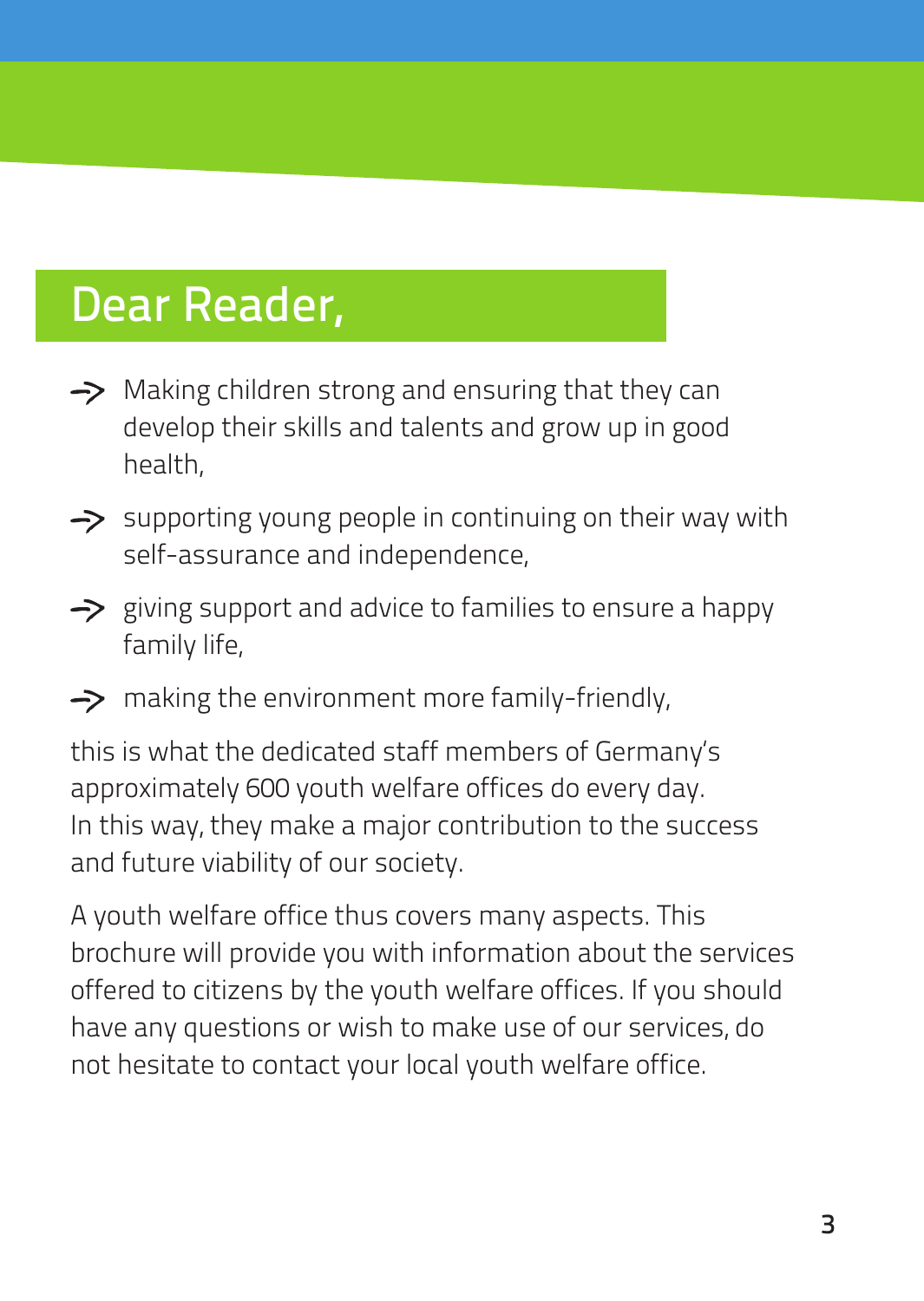# Dear Reader,

- Making children strong and ensuring that they can develop their skills and talents and grow up in good health,
- supporting young people in continuing on their way with self-assurance and independence,
- giving support and advice to families to ensure a happy family life,
- making the environment more family-friendly,

this is what the dedicated staff members of Germany's approximately 600 youth welfare offices do every day. In this way, they make a major contribution to the success and future viability of our society.

A youth welfare office thus covers many aspects. This brochure will provide you with information about the services offered to citizens by the youth welfare offices. If you should have any questions or wish to make use of our services, do not hesitate to contact your local youth welfare office.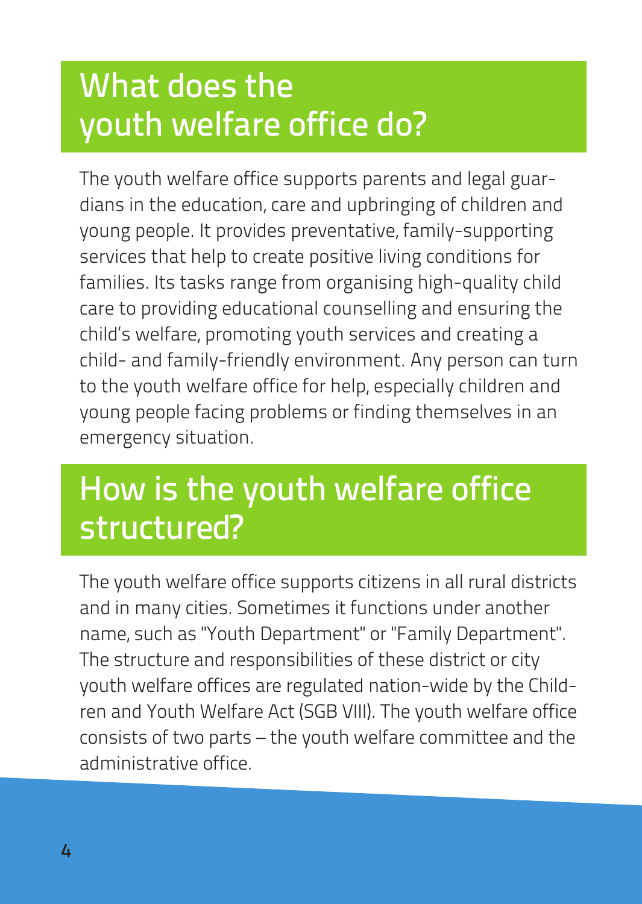## What does the youth welfare office do?

The youth welfare office supports parents and legal guardians in the education, care and upbringing of children and young people. It provides preventative, family-supporting services that help to create positive living conditions for families. Its tasks range from organising high-quality child care to providing educational counselling and ensuring the child's welfare, promoting youth services and creating a child- and family-friendly environment. Any person can turn to the youth welfare office for help, especially children and young people facing problems or finding themselves in an emergency situation.

## How is the youth welfare office structured?

The youth welfare office supports citizens in all rural districts and in many cities. Sometimes it functions under another name, such as "Youth Department" or "Family Department". The structure and responsibilities of these district or city youth welfare offices are regulated nation-wide by the Children and Youth Welfare Act (SGB VIII). The youth welfare office consists of two parts – the youth welfare committee and the administrative office.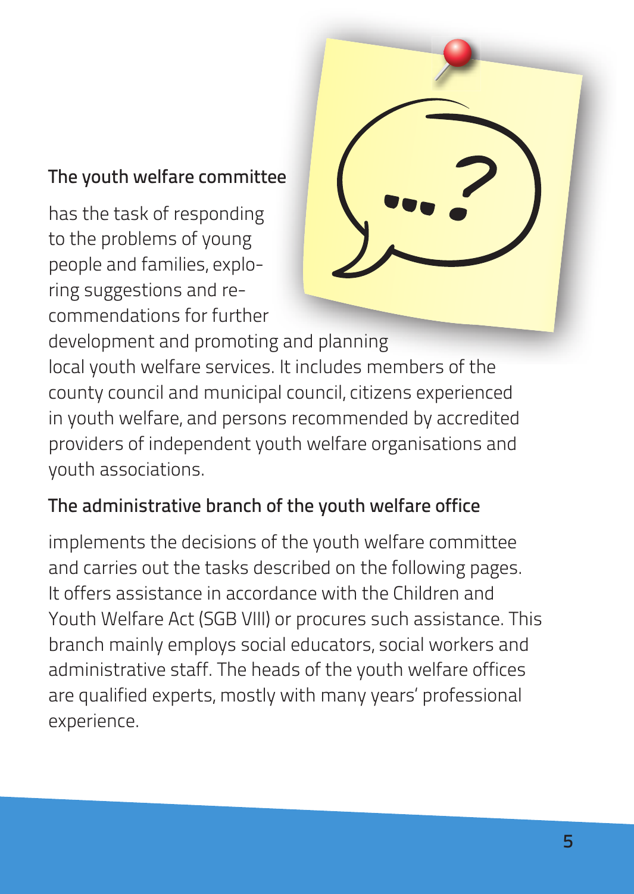### The youth welfare committee

has the task of responding to the problems of young people and families, exploring suggestions and recommendations for further development and promoting and planning local youth welfare services. It includes members of the county council and municipal council, citizens experienced in youth welfare, and persons recommended by accredited providers of independent youth welfare organisations and youth associations.

### The administrative branch of the youth welfare office

implements the decisions of the youth welfare committee and carries out the tasks described on the following pages. It offers assistance in accordance with the Children and Youth Welfare Act (SGB VIII) or procures such assistance. This branch mainly employs social educators, social workers and administrative staff. The heads of the youth welfare offices are qualified experts, mostly with many years' professional experience.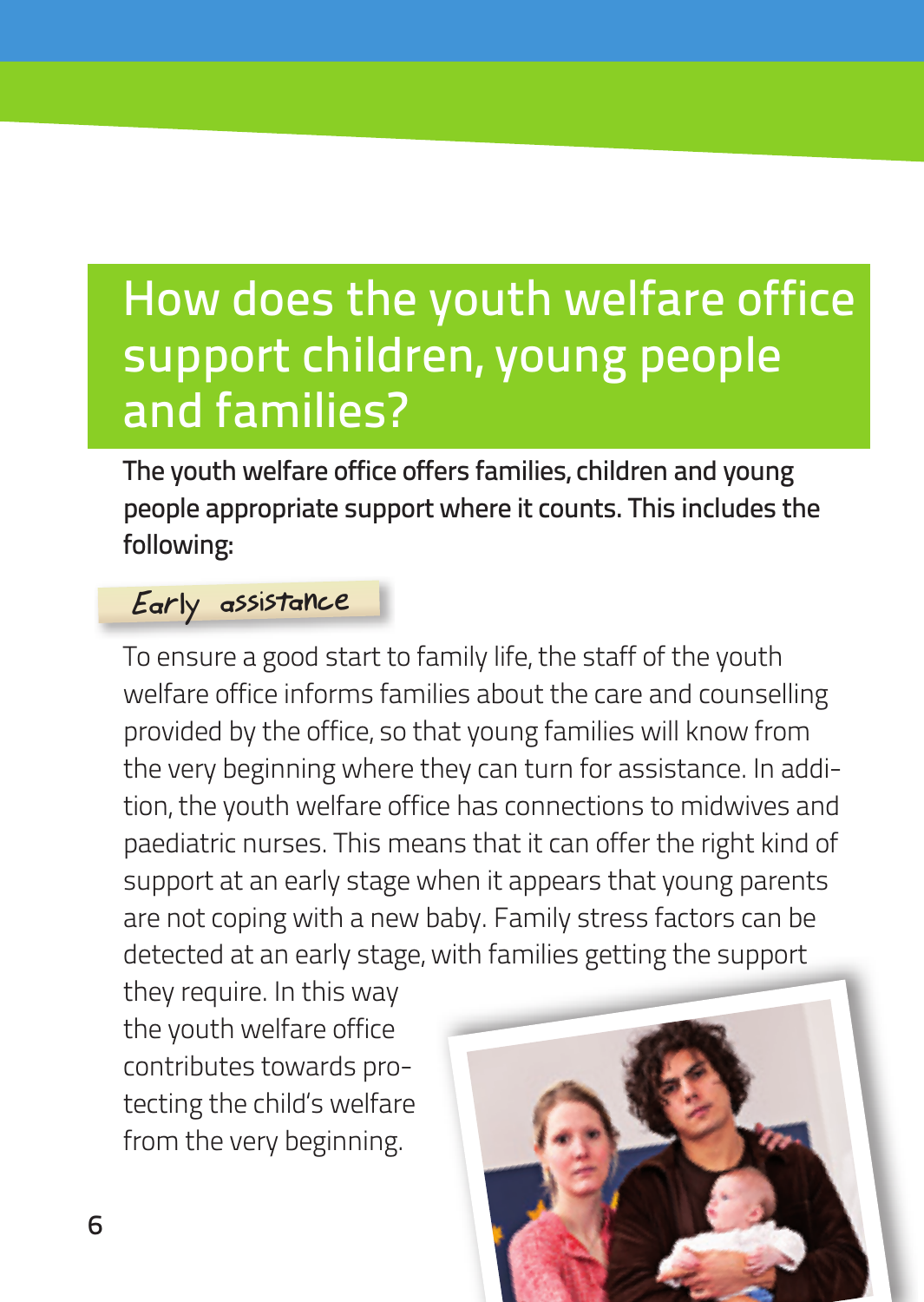# How does the youth welfare office support children, young people and families?

**The youth welfare office offers families, children and young people appropriate support where it counts. This includes the following:**

## Early assistance

To ensure a good start to family life, the staff of the youth welfare office informs families about the care and counselling provided by the office, so that young families will know from the very beginning where they can turn for assistance. In addition, the youth welfare office has connections to midwives and paediatric nurses. This means that it can offer the right kind of support at an early stage when it appears that young parents are not coping with a new baby. Family stress factors can be detected at an early stage, with families getting the support they require. In this way the youth welfare office contributes towards protecting the child's welfare from the very beginning.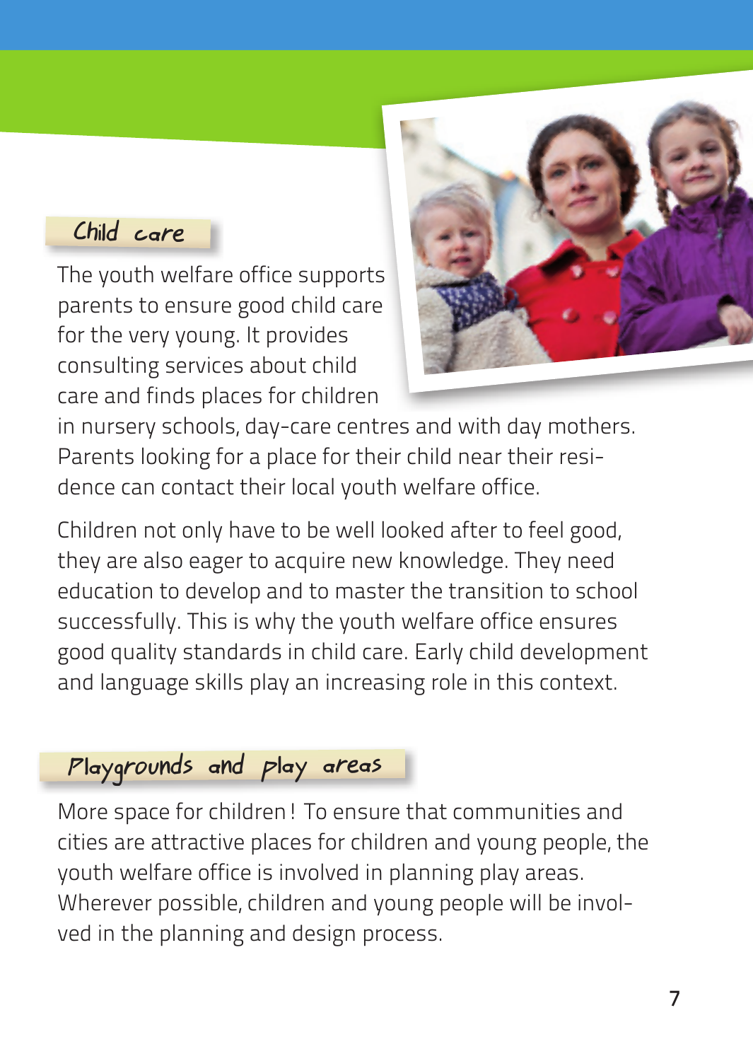## Child care

The youth welfare office supports parents to ensure good child care for the very young. It provides consulting services about child care and finds places for children in nursery schools, day-care centres and with day mothers. Parents looking for a place for their child near their residence can contact their local youth welfare office.

Children not only have to be well looked after to feel good, they are also eager to acquire new knowledge. They need education to develop and to master the transition to school successfully. This is why the youth welfare office ensures good quality standards in child care. Early child development and language skills play an increasing role in this context.

## Playgrounds and play areas

More space for children ! To ensure that communities and cities are attractive places for children and young people, the youth welfare office is involved in planning play areas. Wherever possible, children and young people will be involved in the planning and design process.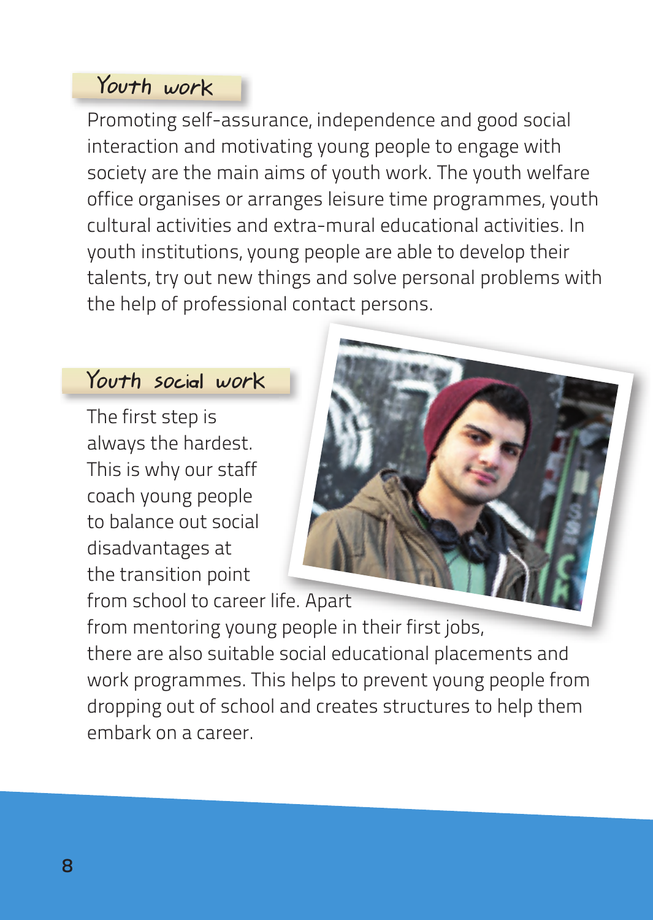## Youth work

Promoting self-assurance, independence and good social interaction and motivating young people to engage with society are the main aims of youth work. The youth welfare office organises or arranges leisure time programmes, youth cultural activities and extra-mural educational activities. In youth institutions, young people are able to develop their talents, try out new things and solve personal problems with the help of professional contact persons.

## Youth social work

The first step is always the hardest. This is why our staff coach young people to balance out social disadvantages at the transition point from school to career life. Apart from mentoring young people in their first jobs, there are also suitable social educational placements and work programmes. This helps to prevent young people from dropping out of school and creates structures to help them embark on a career.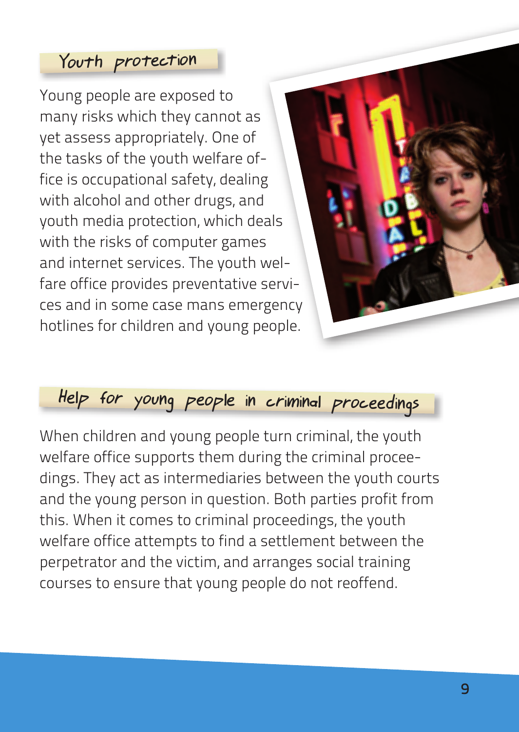## Youth protection

Young people are exposed to many risks which they cannot as yet assess appropriately. One of the tasks of the youth welfare office is occupational safety, dealing with alcohol and other drugs, and youth media protection, which deals with the risks of computer games and internet services. The youth welfare office provides preventative services and in some case mans emergency hotlines for children and young people.

## Help for young people in criminal proceedings

When children and young people turn criminal, the youth welfare office supports them during the criminal proceedings. They act as intermediaries between the youth courts and the young person in question. Both parties profit from this. When it comes to criminal proceedings, the youth welfare office attempts to find a settlement between the perpetrator and the victim, and arranges social training courses to ensure that young people do not reoffend.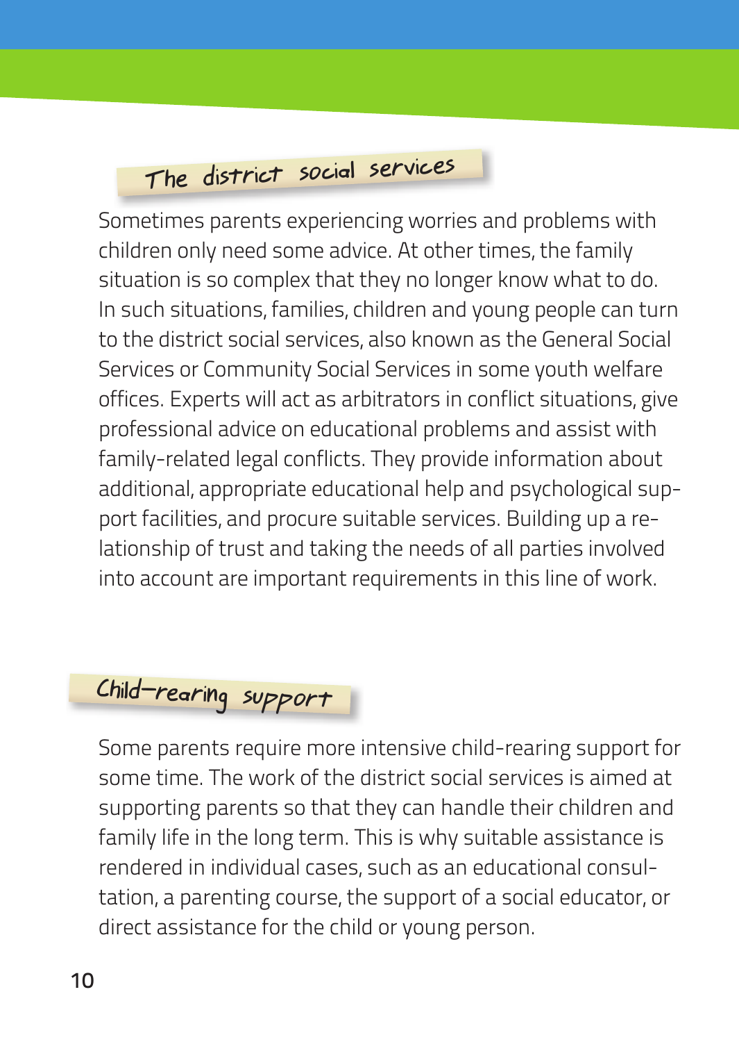## The district social services

Sometimes parents experiencing worries and problems with children only need some advice. At other times, the family situation is so complex that they no longer know what to do. In such situations, families, children and young people can turn to the district social services, also known as the General Social Services or Community Social Services in some youth welfare offices. Experts will act as arbitrators in conflict situations, give professional advice on educational problems and assist with family-related legal conflicts. They provide information about additional, appropriate educational help and psychological support facilities, and procure suitable services. Building up a relationship of trust and taking the needs of all parties involved into account are important requirements in this line of work.

## Child-rearing support

Some parents require more intensive child-rearing support for some time. The work of the district social services is aimed at supporting parents so that they can handle their children and family life in the long term. This is why suitable assistance is rendered in individual cases, such as an educational consultation, a parenting course, the support of a social educator, or direct assistance for the child or young person.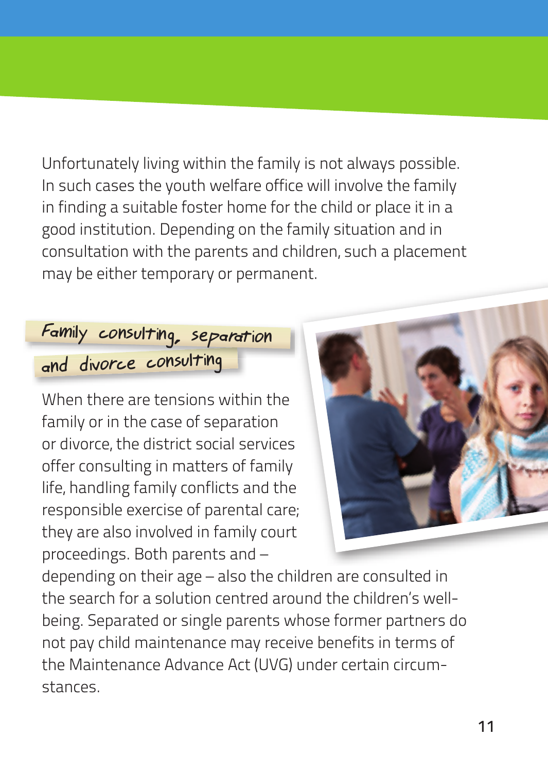Unfortunately living within the family is not always possible. In such cases the youth welfare office will involve the family in finding a suitable foster home for the child or place it in a good institution. Depending on the family situation and in consultation with the parents and children, such a placement may be either temporary or permanent.

## Family consulting, separation and divorce consulting

When there are tensions within the family or in the case of separation or divorce, the district social services offer consulting in matters of family life, handling family conflicts and the responsible exercise of parental care; they are also involved in family court proceedings. Both parents and – depending on their age – also the children are consulted in the search for a solution centred around the children's well-being. Separated or single parents whose former partners do not pay child maintenance may receive benefits in terms of the Maintenance Advance Act (UVG) under certain circumstances.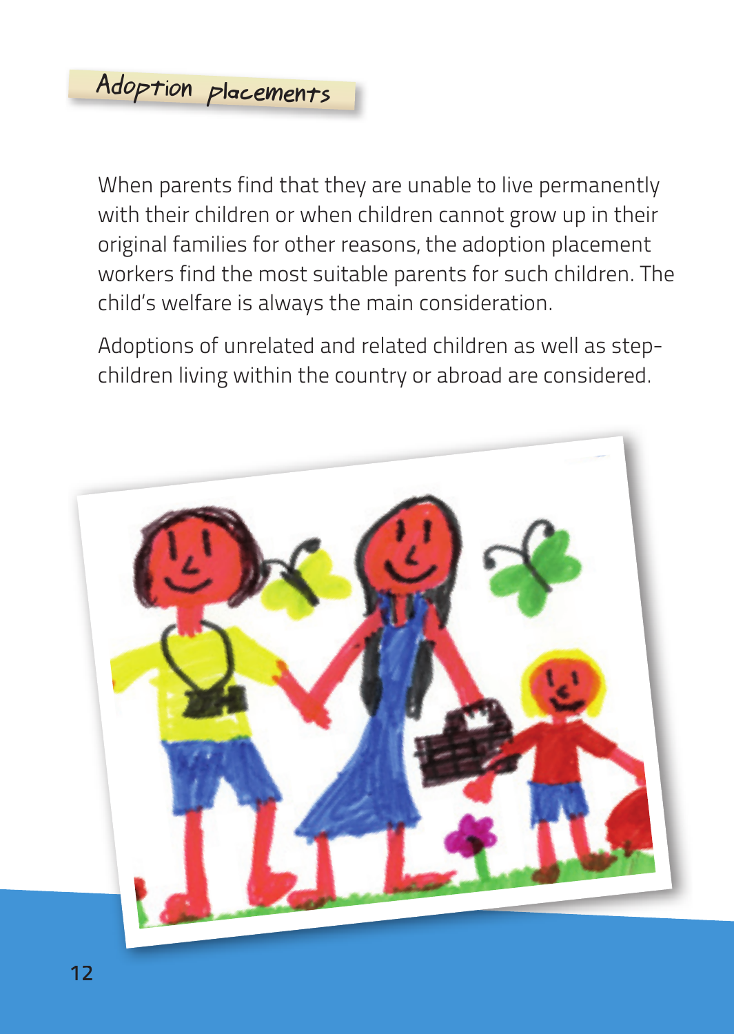## Adoption placements

When parents find that they are unable to live permanently with their children or when children cannot grow up in their original families for other reasons, the adoption placement workers find the most suitable parents for such children. The child's welfare is always the main consideration.

Adoptions of unrelated and related children as well as step-children living within the country or abroad are considered.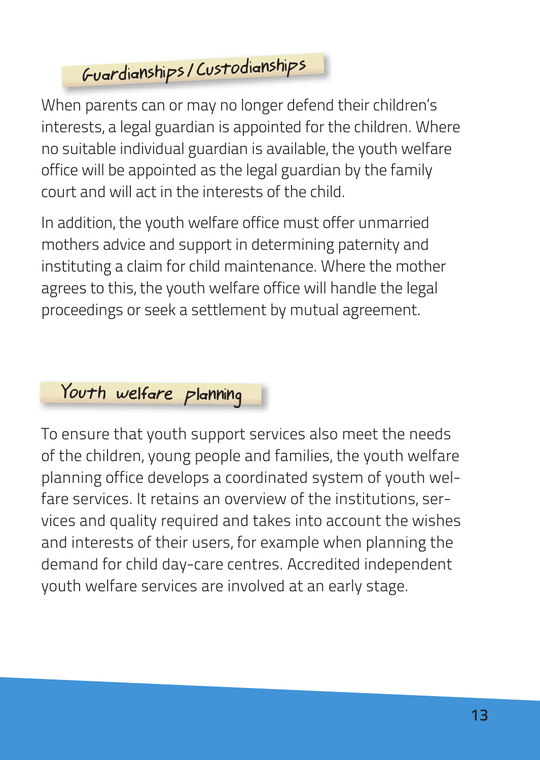## Guardianships / Custodianships

When parents can or may no longer defend their children's interests, a legal guardian is appointed for the children. Where no suitable individual guardian is available, the youth welfare office will be appointed as the legal guardian by the family court and will act in the interests of the child.

In addition, the youth welfare office must offer unmarried mothers advice and support in determining paternity and instituting a claim for child maintenance. Where the mother agrees to this, the youth welfare office will handle the legal proceedings or seek a settlement by mutual agreement.

## Youth welfare planning

To ensure that youth support services also meet the needs of the children, young people and families, the youth welfare planning office develops a coordinated system of youth welfare services. It retains an overview of the institutions, services and quality required and takes into account the wishes and interests of their users, for example when planning the demand for child day-care centres. Accredited independent youth welfare services are involved at an early stage.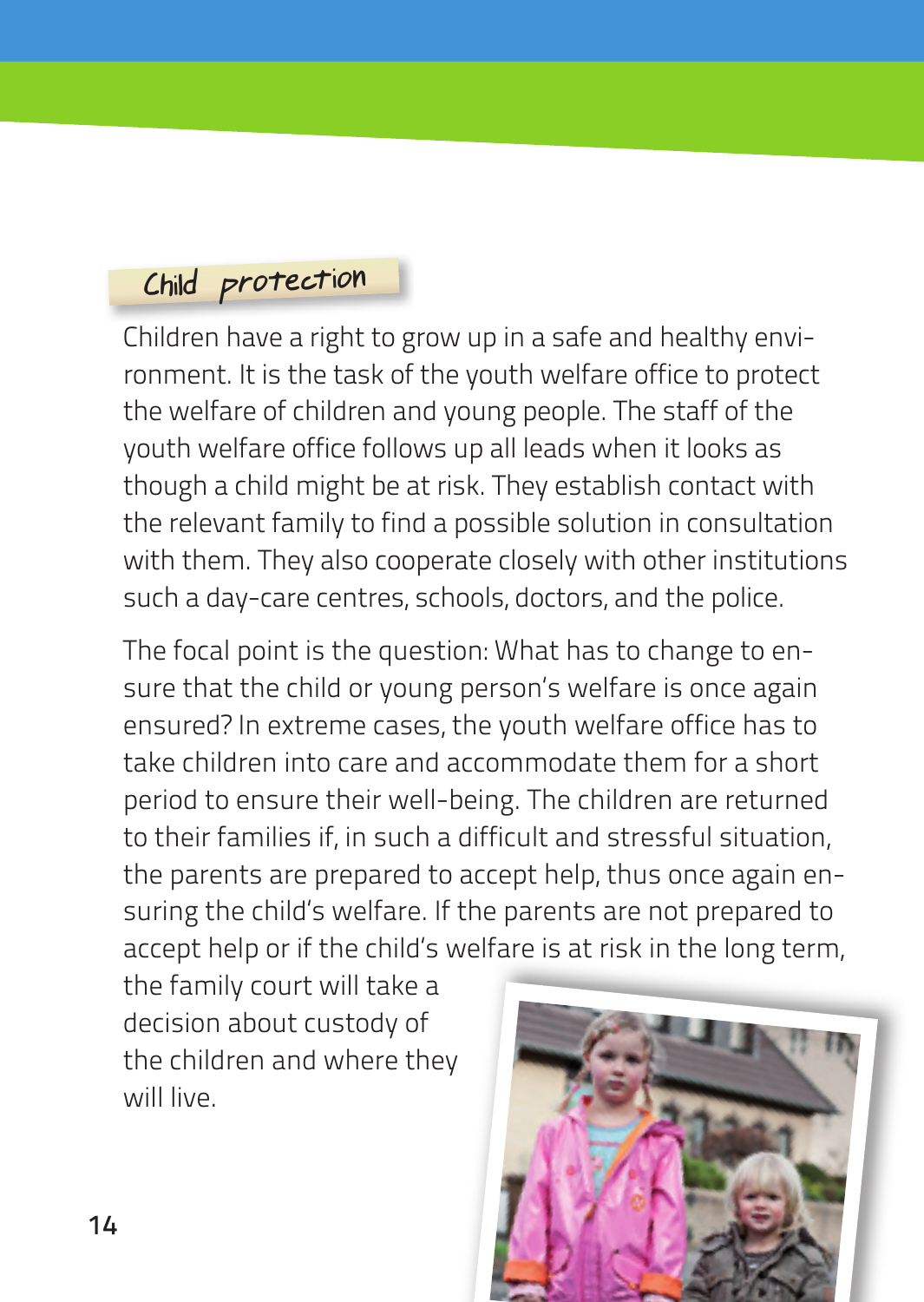## Child protection

Children have a right to grow up in a safe and healthy environment. It is the task of the youth welfare office to protect the welfare of children and young people. The staff of the youth welfare office follows up all leads when it looks as though a child might be at risk. They establish contact with the relevant family to find a possible solution in consultation with them. They also cooperate closely with other institutions such a day-care centres, schools, doctors, and the police.

The focal point is the question: What has to change to ensure that the child or young person's welfare is once again ensured? In extreme cases, the youth welfare office has to take children into care and accommodate them for a short period to ensure their well-being. The children are returned to their families if, in such a difficult and stressful situation, the parents are prepared to accept help, thus once again ensuring the child's welfare. If the parents are not prepared to accept help or if the child's welfare is at risk in the long term, the family court will take a decision about custody of the children and where they will live.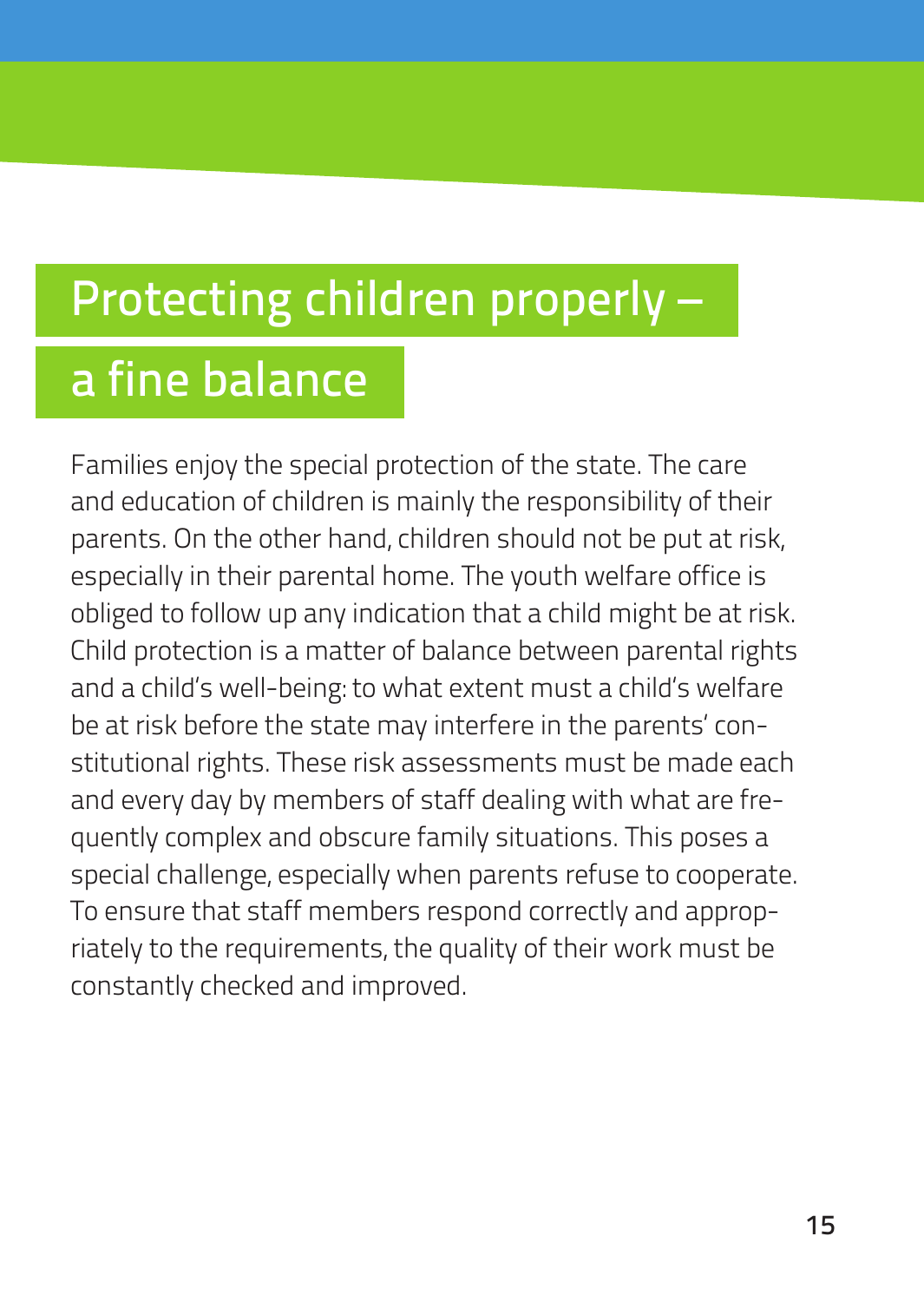# Protecting children properly – a fine balance

Families enjoy the special protection of the state. The care and education of children is mainly the responsibility of their parents. On the other hand, children should not be put at risk, especially in their parental home. The youth welfare office is obliged to follow up any indication that a child might be at risk. Child protection is a matter of balance between parental rights and a child's well-being: to what extent must a child's welfare be at risk before the state may interfere in the parents' constitutional rights. These risk assessments must be made each and every day by members of staff dealing with what are frequently complex and obscure family situations. This poses a special challenge, especially when parents refuse to cooperate. To ensure that staff members respond correctly and appropriately to the requirements, the quality of their work must be constantly checked and improved.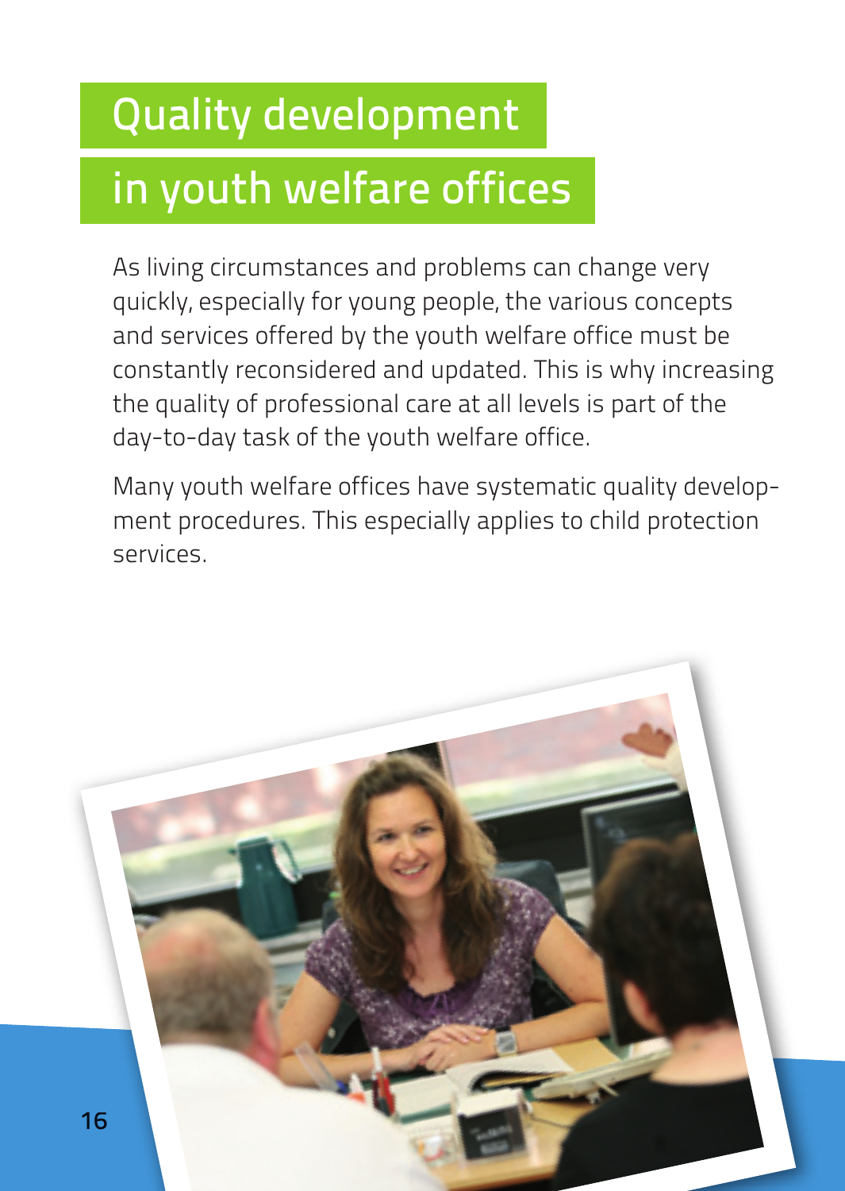# Quality development in youth welfare offices

As living circumstances and problems can change very quickly, especially for young people, the various concepts and services offered by the youth welfare office must be constantly reconsidered and updated. This is why increasing the quality of professional care at all levels is part of the day-to-day task of the youth welfare office.

Many youth welfare offices have systematic quality development procedures. This especially applies to child protection services.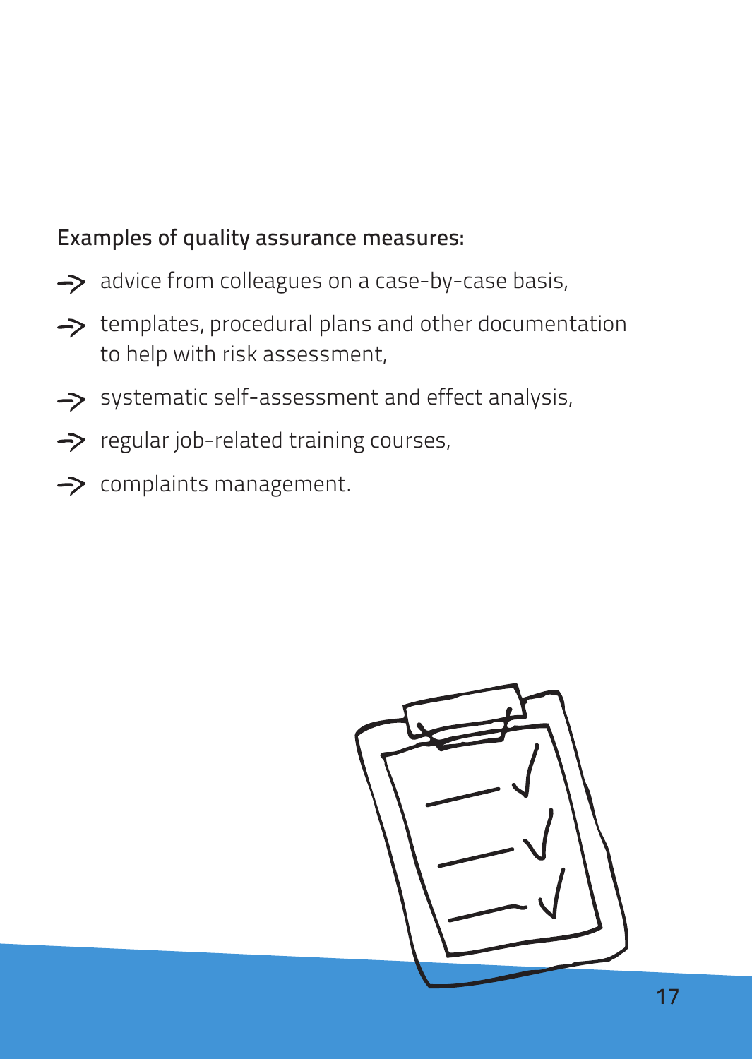**Examples of quality assurance measures:**

- advice from colleagues on a case-by-case basis,
- templates, procedural plans and other documentation to help with risk assessment,
- systematic self-assessment and effect analysis,
- regular job-related training courses,
- complaints management.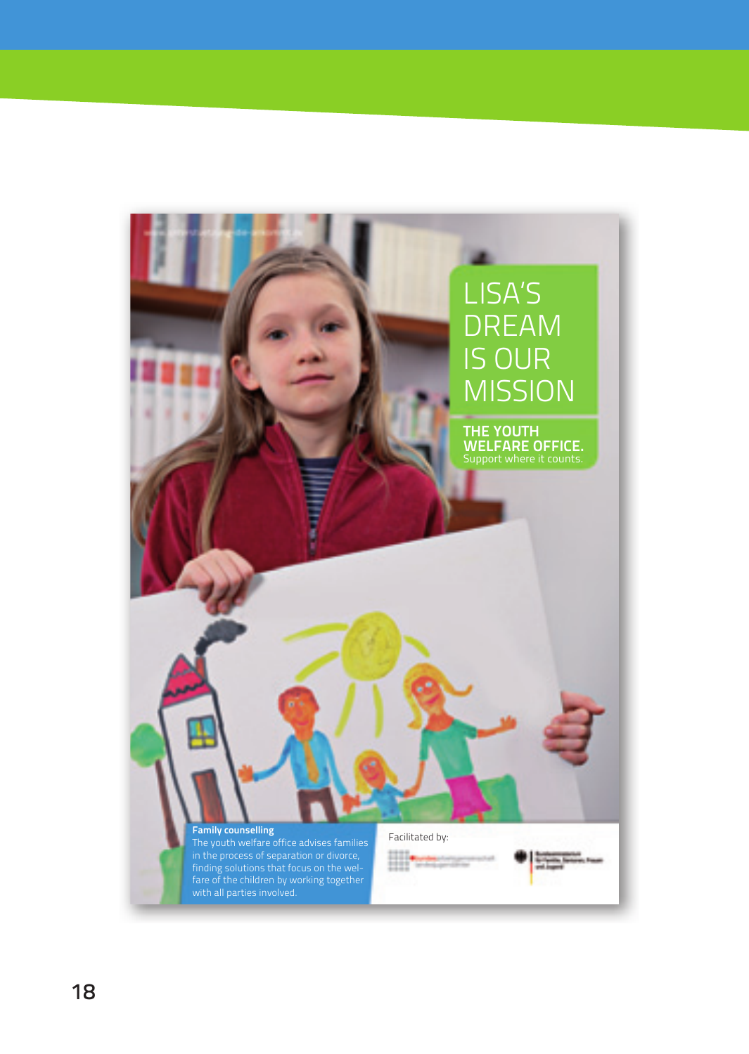LISA'S DREAM IS OUR MISSION

THE YOUTH WELFARE OFFICE.
Support where it counts.

**Family counselling**
The youth welfare office advises families in the process of separation or divorce, finding solutions that focus on the welfare of the children by working together with all parties involved.

Facilitated by: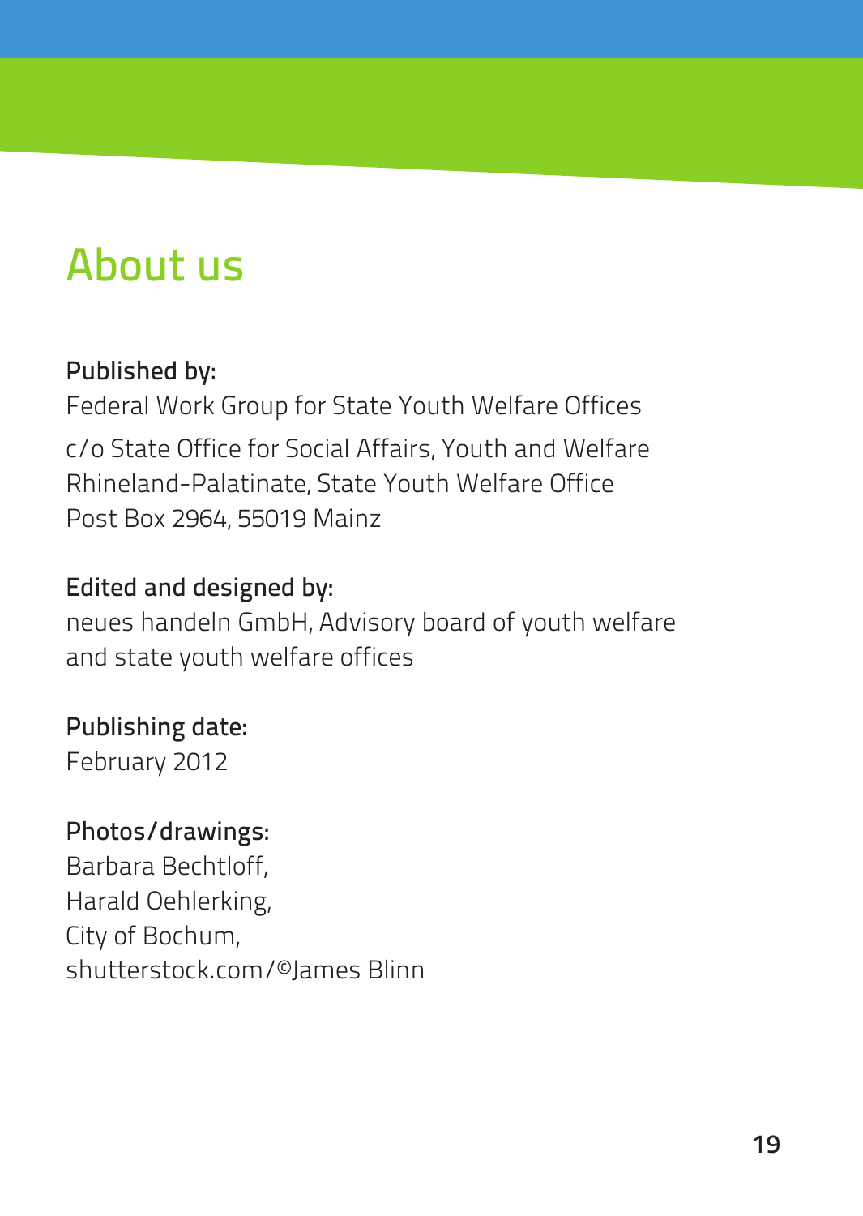# About us

**Published by:**

Federal Work Group for State Youth Welfare Offices

c/o State Office for Social Affairs, Youth and Welfare
Rhineland-Palatinate, State Youth Welfare Office
Post Box 2964, 55019 Mainz

**Edited and designed by:**

neues handeln GmbH, Advisory board of youth welfare and state youth welfare offices

**Publishing date:**

February 2012

**Photos/drawings:**

Barbara Bechtloff,
Harald Oehlerking,
City of Bochum,
shutterstock.com/©James Blinn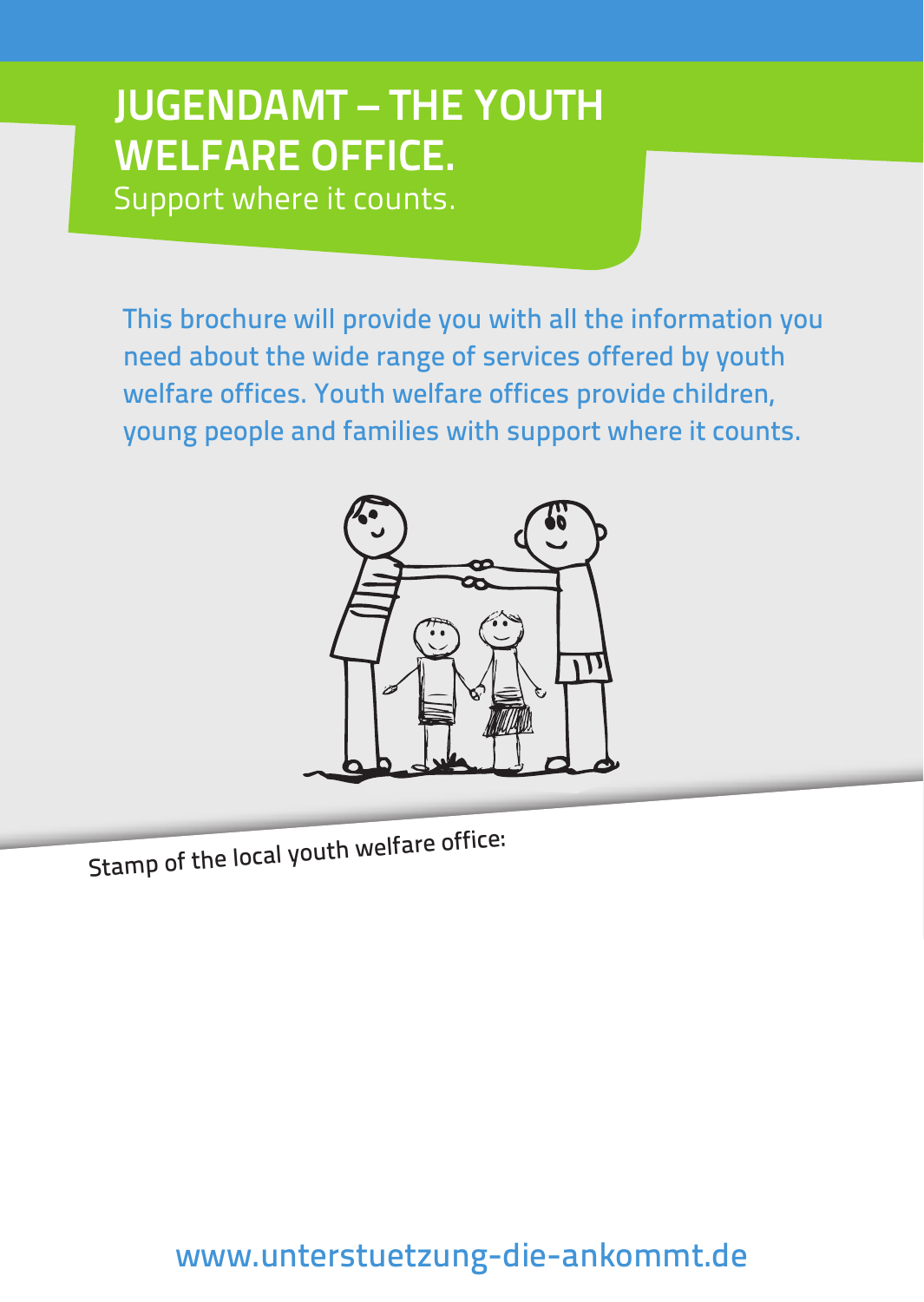# JUGENDAMT – THE YOUTH WELFARE OFFICE.

Support where it counts.

This brochure will provide you with all the information you need about the wide range of services offered by youth welfare offices. Youth welfare offices provide children, young people and families with support where it counts.

Stamp of the local youth welfare office:

www.unterstuetzung-die-ankommt.de